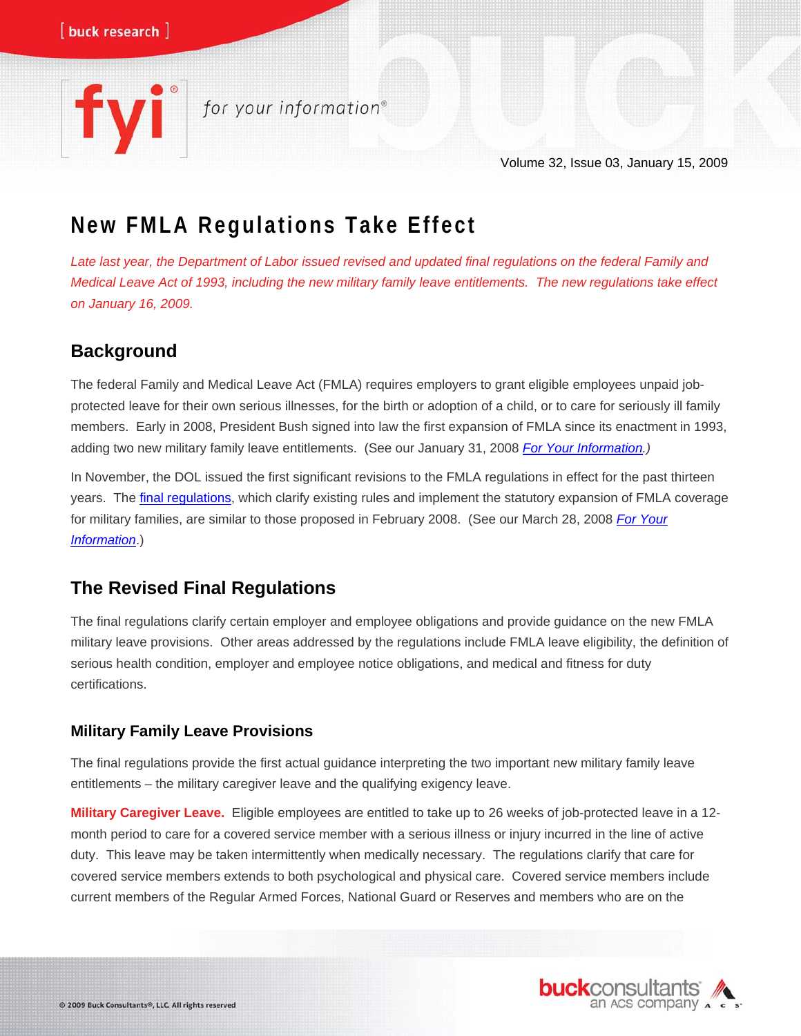# New FMLA Regulations Take Effect

*Late last year, the Department of Labor issued revised and updated final regulations on the federal Family and Medical Leave Act of 1993, including the new military family leave entitlements. The new regulations take effect on January 16, 2009.*

## Background

The federal Family and Medical Leave Act (FMLA) requires employers to grant eligible employees unpaid job-protected leave for their own serious illnesses, for the birth or adoption of a child, or to care for seriously ill family members. Early in 2008, President Bush signed into law the first expansion of FMLA since its enactment in 1993, adding two new military family leave entitlements. (See our January 31, 2008 *For Your Information*.)

In November, the DOL issued the first significant revisions to the FMLA regulations in effect for the past thirteen years. The final regulations, which clarify existing rules and implement the statutory expansion of FMLA coverage for military families, are similar to those proposed in February 2008. (See our March 28, 2008 *For Your Information*.)

## The Revised Final Regulations

The final regulations clarify certain employer and employee obligations and provide guidance on the new FMLA military leave provisions. Other areas addressed by the regulations include FMLA leave eligibility, the definition of serious health condition, employer and employee notice obligations, and medical and fitness for duty certifications.

### Military Family Leave Provisions

The final regulations provide the first actual guidance interpreting the two important new military family leave entitlements – the military caregiver leave and the qualifying exigency leave.

**Military Caregiver Leave.** Eligible employees are entitled to take up to 26 weeks of job-protected leave in a 12-month period to care for a covered service member with a serious illness or injury incurred in the line of active duty. This leave may be taken intermittently when medically necessary. The regulations clarify that care for covered service members extends to both psychological and physical care. Covered service members include current members of the Regular Armed Forces, National Guard or Reserves and members who are on the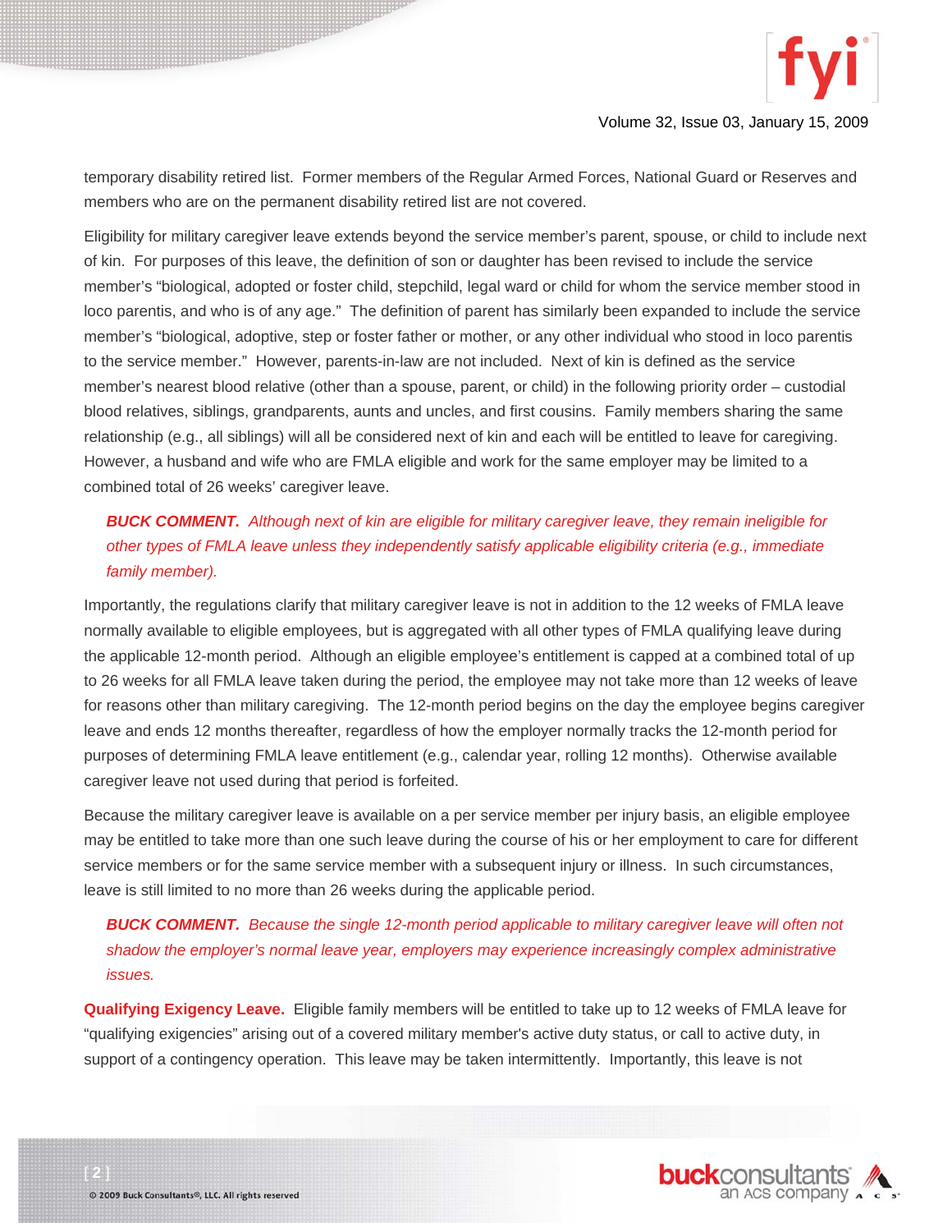temporary disability retired list. Former members of the Regular Armed Forces, National Guard or Reserves and members who are on the permanent disability retired list are not covered.

Eligibility for military caregiver leave extends beyond the service member's parent, spouse, or child to include next of kin. For purposes of this leave, the definition of son or daughter has been revised to include the service member's "biological, adopted or foster child, stepchild, legal ward or child for whom the service member stood in loco parentis, and who is of any age." The definition of parent has similarly been expanded to include the service member's "biological, adoptive, step or foster father or mother, or any other individual who stood in loco parentis to the service member." However, parents-in-law are not included. Next of kin is defined as the service member's nearest blood relative (other than a spouse, parent, or child) in the following priority order – custodial blood relatives, siblings, grandparents, aunts and uncles, and first cousins. Family members sharing the same relationship (e.g., all siblings) will all be considered next of kin and each will be entitled to leave for caregiving. However, a husband and wife who are FMLA eligible and work for the same employer may be limited to a combined total of 26 weeks' caregiver leave.

> ***BUCK COMMENT.*** *Although next of kin are eligible for military caregiver leave, they remain ineligible for other types of FMLA leave unless they independently satisfy applicable eligibility criteria (e.g., immediate family member).*

Importantly, the regulations clarify that military caregiver leave is not in addition to the 12 weeks of FMLA leave normally available to eligible employees, but is aggregated with all other types of FMLA qualifying leave during the applicable 12-month period. Although an eligible employee's entitlement is capped at a combined total of up to 26 weeks for all FMLA leave taken during the period, the employee may not take more than 12 weeks of leave for reasons other than military caregiving. The 12-month period begins on the day the employee begins caregiver leave and ends 12 months thereafter, regardless of how the employer normally tracks the 12-month period for purposes of determining FMLA leave entitlement (e.g., calendar year, rolling 12 months). Otherwise available caregiver leave not used during that period is forfeited.

Because the military caregiver leave is available on a per service member per injury basis, an eligible employee may be entitled to take more than one such leave during the course of his or her employment to care for different service members or for the same service member with a subsequent injury or illness. In such circumstances, leave is still limited to no more than 26 weeks during the applicable period.

> ***BUCK COMMENT.*** *Because the single 12-month period applicable to military caregiver leave will often not shadow the employer's normal leave year, employers may experience increasingly complex administrative issues.*

**Qualifying Exigency Leave.** Eligible family members will be entitled to take up to 12 weeks of FMLA leave for "qualifying exigencies" arising out of a covered military member's active duty status, or call to active duty, in support of a contingency operation. This leave may be taken intermittently. Importantly, this leave is not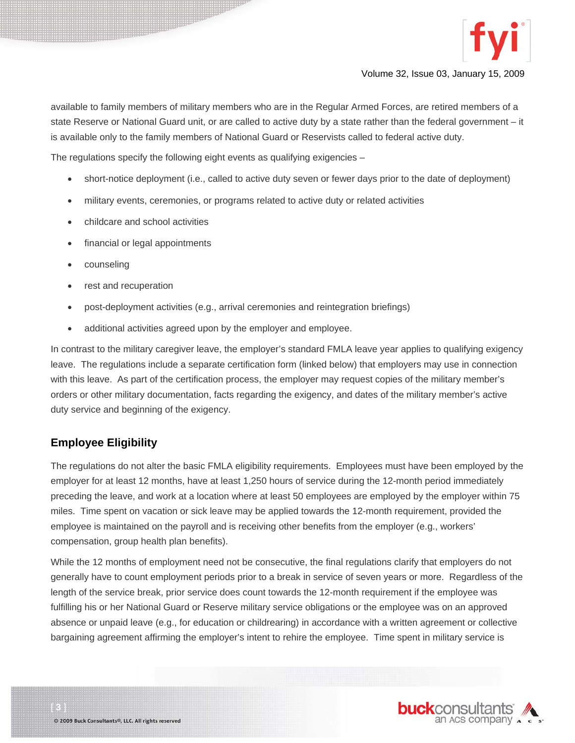available to family members of military members who are in the Regular Armed Forces, are retired members of a state Reserve or National Guard unit, or are called to active duty by a state rather than the federal government – it is available only to the family members of National Guard or Reservists called to federal active duty.

The regulations specify the following eight events as qualifying exigencies –

- short-notice deployment (i.e., called to active duty seven or fewer days prior to the date of deployment)
- military events, ceremonies, or programs related to active duty or related activities
- childcare and school activities
- financial or legal appointments
- counseling
- rest and recuperation
- post-deployment activities (e.g., arrival ceremonies and reintegration briefings)
- additional activities agreed upon by the employer and employee.

In contrast to the military caregiver leave, the employer's standard FMLA leave year applies to qualifying exigency leave. The regulations include a separate certification form (linked below) that employers may use in connection with this leave. As part of the certification process, the employer may request copies of the military member's orders or other military documentation, facts regarding the exigency, and dates of the military member's active duty service and beginning of the exigency.

## Employee Eligibility

The regulations do not alter the basic FMLA eligibility requirements. Employees must have been employed by the employer for at least 12 months, have at least 1,250 hours of service during the 12-month period immediately preceding the leave, and work at a location where at least 50 employees are employed by the employer within 75 miles. Time spent on vacation or sick leave may be applied towards the 12-month requirement, provided the employee is maintained on the payroll and is receiving other benefits from the employer (e.g., workers' compensation, group health plan benefits).

While the 12 months of employment need not be consecutive, the final regulations clarify that employers do not generally have to count employment periods prior to a break in service of seven years or more. Regardless of the length of the service break, prior service does count towards the 12-month requirement if the employee was fulfilling his or her National Guard or Reserve military service obligations or the employee was on an approved absence or unpaid leave (e.g., for education or childrearing) in accordance with a written agreement or collective bargaining agreement affirming the employer's intent to rehire the employee. Time spent in military service is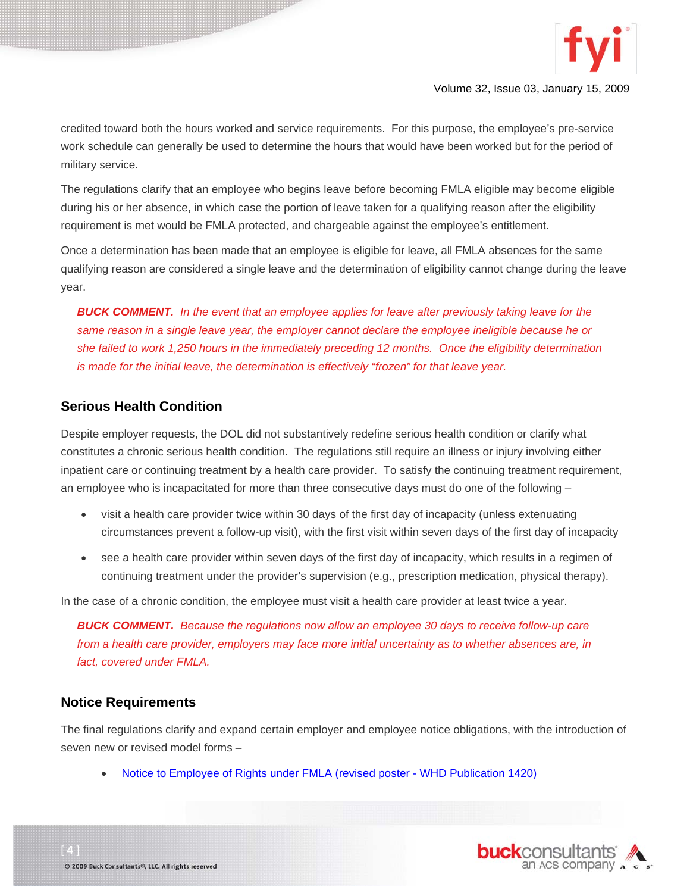credited toward both the hours worked and service requirements. For this purpose, the employee's pre-service work schedule can generally be used to determine the hours that would have been worked but for the period of military service.

The regulations clarify that an employee who begins leave before becoming FMLA eligible may become eligible during his or her absence, in which case the portion of leave taken for a qualifying reason after the eligibility requirement is met would be FMLA protected, and chargeable against the employee's entitlement.

Once a determination has been made that an employee is eligible for leave, all FMLA absences for the same qualifying reason are considered a single leave and the determination of eligibility cannot change during the leave year.

> ***BUCK COMMENT.*** *In the event that an employee applies for leave after previously taking leave for the same reason in a single leave year, the employer cannot declare the employee ineligible because he or she failed to work 1,250 hours in the immediately preceding 12 months. Once the eligibility determination is made for the initial leave, the determination is effectively "frozen" for that leave year.*

## Serious Health Condition

Despite employer requests, the DOL did not substantively redefine serious health condition or clarify what constitutes a chronic serious health condition. The regulations still require an illness or injury involving either inpatient care or continuing treatment by a health care provider. To satisfy the continuing treatment requirement, an employee who is incapacitated for more than three consecutive days must do one of the following –

- visit a health care provider twice within 30 days of the first day of incapacity (unless extenuating circumstances prevent a follow-up visit), with the first visit within seven days of the first day of incapacity
- see a health care provider within seven days of the first day of incapacity, which results in a regimen of continuing treatment under the provider's supervision (e.g., prescription medication, physical therapy).

In the case of a chronic condition, the employee must visit a health care provider at least twice a year.

> ***BUCK COMMENT.*** *Because the regulations now allow an employee 30 days to receive follow-up care from a health care provider, employers may face more initial uncertainty as to whether absences are, in fact, covered under FMLA.*

## Notice Requirements

The final regulations clarify and expand certain employer and employee notice obligations, with the introduction of seven new or revised model forms –

- Notice to Employee of Rights under FMLA (revised poster - WHD Publication 1420)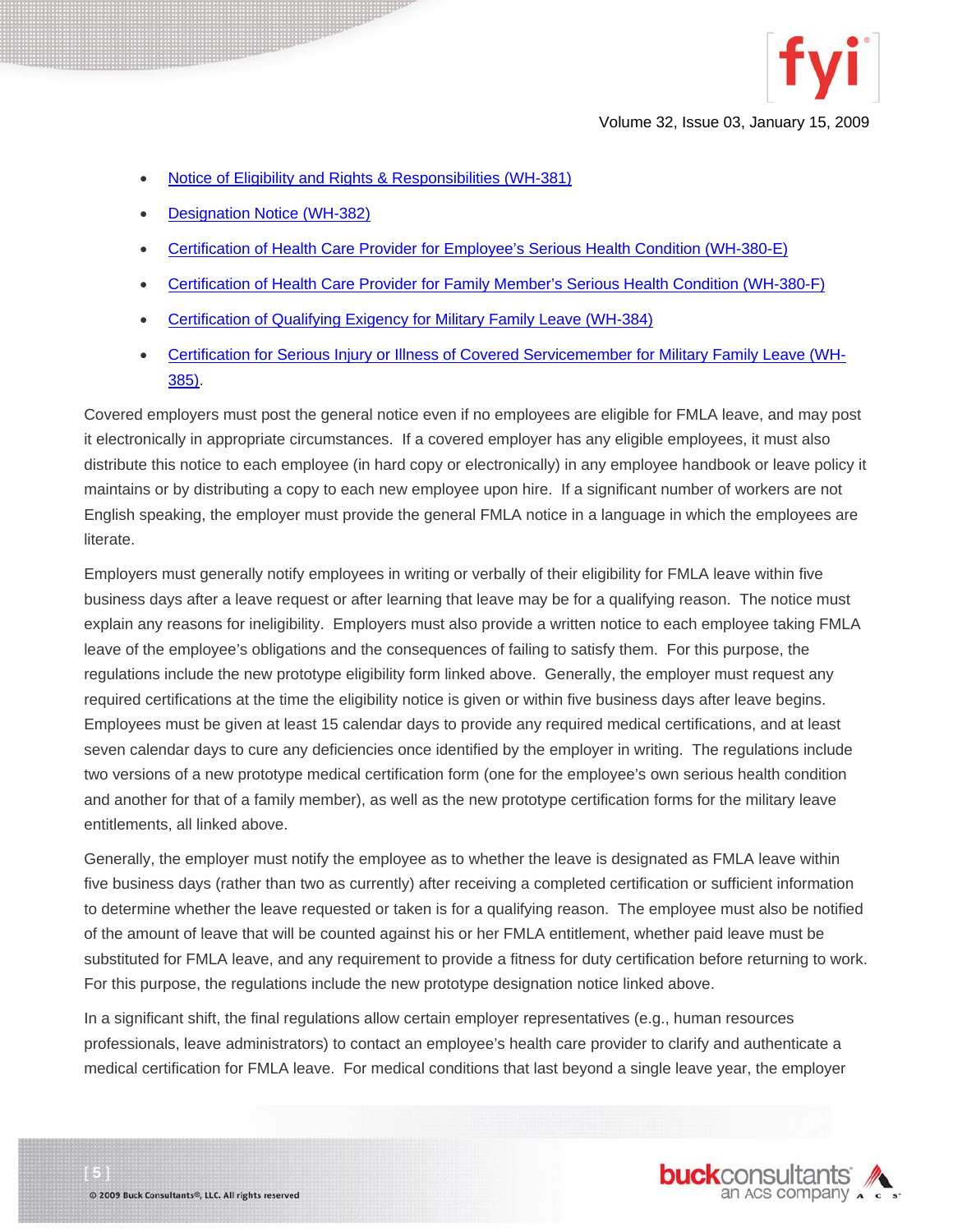- Notice of Eligibility and Rights & Responsibilities (WH-381)
- Designation Notice (WH-382)
- Certification of Health Care Provider for Employee's Serious Health Condition (WH-380-E)
- Certification of Health Care Provider for Family Member's Serious Health Condition (WH-380-F)
- Certification of Qualifying Exigency for Military Family Leave (WH-384)
- Certification for Serious Injury or Illness of Covered Servicemember for Military Family Leave (WH-385).

Covered employers must post the general notice even if no employees are eligible for FMLA leave, and may post it electronically in appropriate circumstances. If a covered employer has any eligible employees, it must also distribute this notice to each employee (in hard copy or electronically) in any employee handbook or leave policy it maintains or by distributing a copy to each new employee upon hire. If a significant number of workers are not English speaking, the employer must provide the general FMLA notice in a language in which the employees are literate.

Employers must generally notify employees in writing or verbally of their eligibility for FMLA leave within five business days after a leave request or after learning that leave may be for a qualifying reason. The notice must explain any reasons for ineligibility. Employers must also provide a written notice to each employee taking FMLA leave of the employee's obligations and the consequences of failing to satisfy them. For this purpose, the regulations include the new prototype eligibility form linked above. Generally, the employer must request any required certifications at the time the eligibility notice is given or within five business days after leave begins. Employees must be given at least 15 calendar days to provide any required medical certifications, and at least seven calendar days to cure any deficiencies once identified by the employer in writing. The regulations include two versions of a new prototype medical certification form (one for the employee's own serious health condition and another for that of a family member), as well as the new prototype certification forms for the military leave entitlements, all linked above.

Generally, the employer must notify the employee as to whether the leave is designated as FMLA leave within five business days (rather than two as currently) after receiving a completed certification or sufficient information to determine whether the leave requested or taken is for a qualifying reason. The employee must also be notified of the amount of leave that will be counted against his or her FMLA entitlement, whether paid leave must be substituted for FMLA leave, and any requirement to provide a fitness for duty certification before returning to work. For this purpose, the regulations include the new prototype designation notice linked above.

In a significant shift, the final regulations allow certain employer representatives (e.g., human resources professionals, leave administrators) to contact an employee's health care provider to clarify and authenticate a medical certification for FMLA leave. For medical conditions that last beyond a single leave year, the employer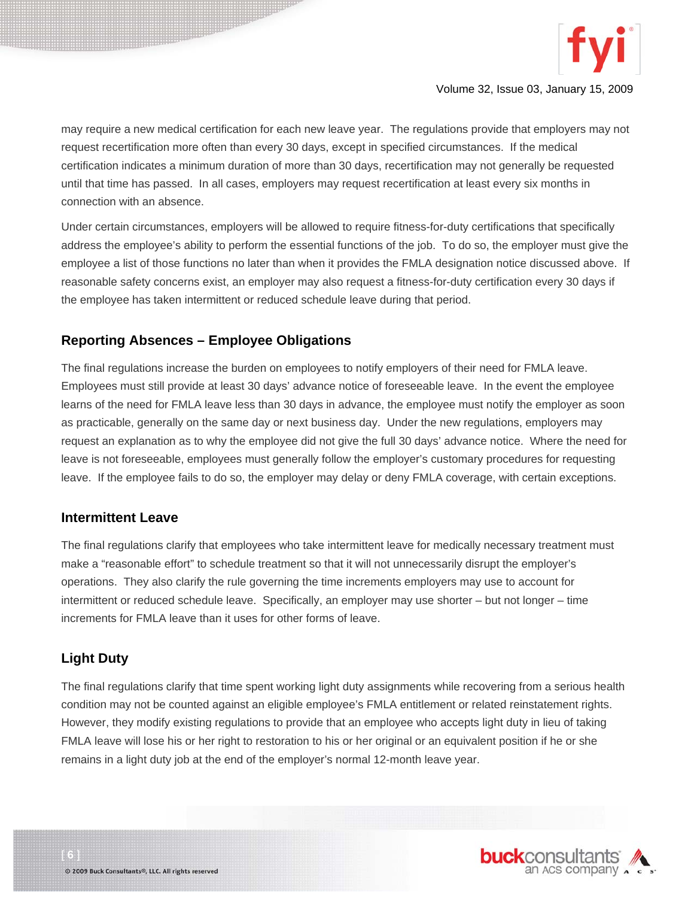may require a new medical certification for each new leave year. The regulations provide that employers may not request recertification more often than every 30 days, except in specified circumstances. If the medical certification indicates a minimum duration of more than 30 days, recertification may not generally be requested until that time has passed. In all cases, employers may request recertification at least every six months in connection with an absence.

Under certain circumstances, employers will be allowed to require fitness-for-duty certifications that specifically address the employee's ability to perform the essential functions of the job. To do so, the employer must give the employee a list of those functions no later than when it provides the FMLA designation notice discussed above. If reasonable safety concerns exist, an employer may also request a fitness-for-duty certification every 30 days if the employee has taken intermittent or reduced schedule leave during that period.

## Reporting Absences – Employee Obligations

The final regulations increase the burden on employees to notify employers of their need for FMLA leave. Employees must still provide at least 30 days' advance notice of foreseeable leave. In the event the employee learns of the need for FMLA leave less than 30 days in advance, the employee must notify the employer as soon as practicable, generally on the same day or next business day. Under the new regulations, employers may request an explanation as to why the employee did not give the full 30 days' advance notice. Where the need for leave is not foreseeable, employees must generally follow the employer's customary procedures for requesting leave. If the employee fails to do so, the employer may delay or deny FMLA coverage, with certain exceptions.

## Intermittent Leave

The final regulations clarify that employees who take intermittent leave for medically necessary treatment must make a "reasonable effort" to schedule treatment so that it will not unnecessarily disrupt the employer's operations. They also clarify the rule governing the time increments employers may use to account for intermittent or reduced schedule leave. Specifically, an employer may use shorter – but not longer – time increments for FMLA leave than it uses for other forms of leave.

## Light Duty

The final regulations clarify that time spent working light duty assignments while recovering from a serious health condition may not be counted against an eligible employee's FMLA entitlement or related reinstatement rights. However, they modify existing regulations to provide that an employee who accepts light duty in lieu of taking FMLA leave will lose his or her right to restoration to his or her original or an equivalent position if he or she remains in a light duty job at the end of the employer's normal 12-month leave year.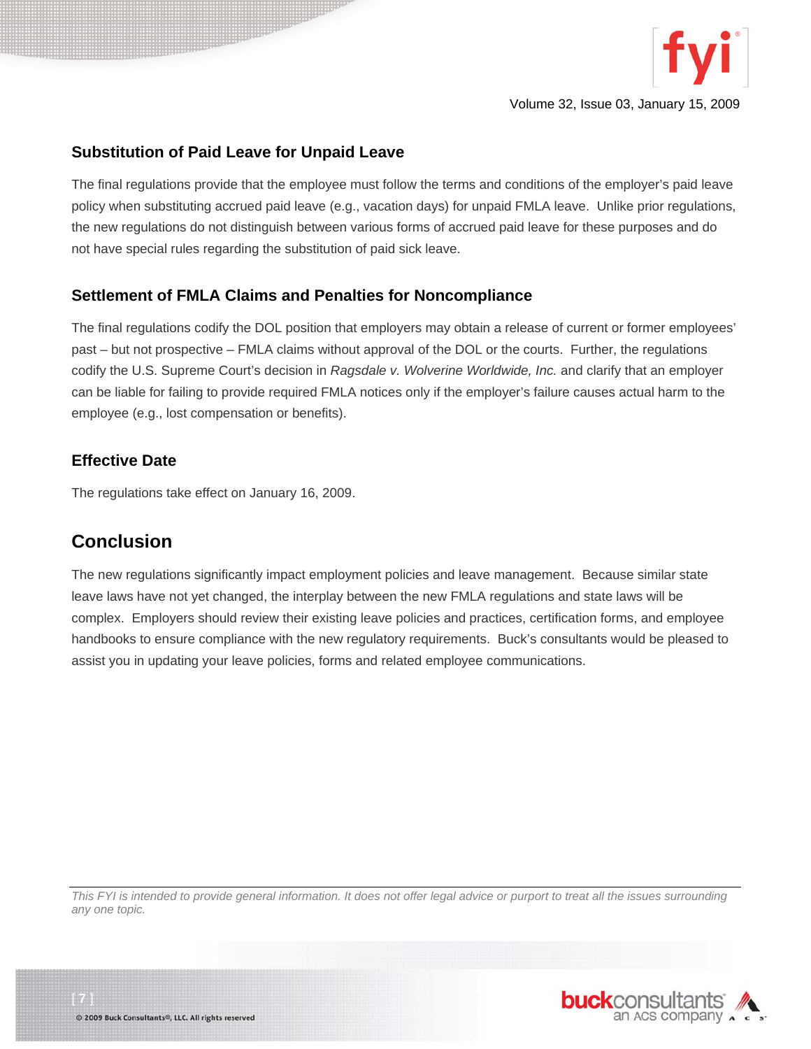### Substitution of Paid Leave for Unpaid Leave

The final regulations provide that the employee must follow the terms and conditions of the employer's paid leave policy when substituting accrued paid leave (e.g., vacation days) for unpaid FMLA leave. Unlike prior regulations, the new regulations do not distinguish between various forms of accrued paid leave for these purposes and do not have special rules regarding the substitution of paid sick leave.

### Settlement of FMLA Claims and Penalties for Noncompliance

The final regulations codify the DOL position that employers may obtain a release of current or former employees' past – but not prospective – FMLA claims without approval of the DOL or the courts. Further, the regulations codify the U.S. Supreme Court's decision in *Ragsdale v. Wolverine Worldwide, Inc.* and clarify that an employer can be liable for failing to provide required FMLA notices only if the employer's failure causes actual harm to the employee (e.g., lost compensation or benefits).

### Effective Date

The regulations take effect on January 16, 2009.

## Conclusion

The new regulations significantly impact employment policies and leave management. Because similar state leave laws have not yet changed, the interplay between the new FMLA regulations and state laws will be complex. Employers should review their existing leave policies and practices, certification forms, and employee handbooks to ensure compliance with the new regulatory requirements. Buck's consultants would be pleased to assist you in updating your leave policies, forms and related employee communications.

*This FYI is intended to provide general information. It does not offer legal advice or purport to treat all the issues surrounding any one topic.*

© 2009 Buck Consultants®, LLC. All rights reserved